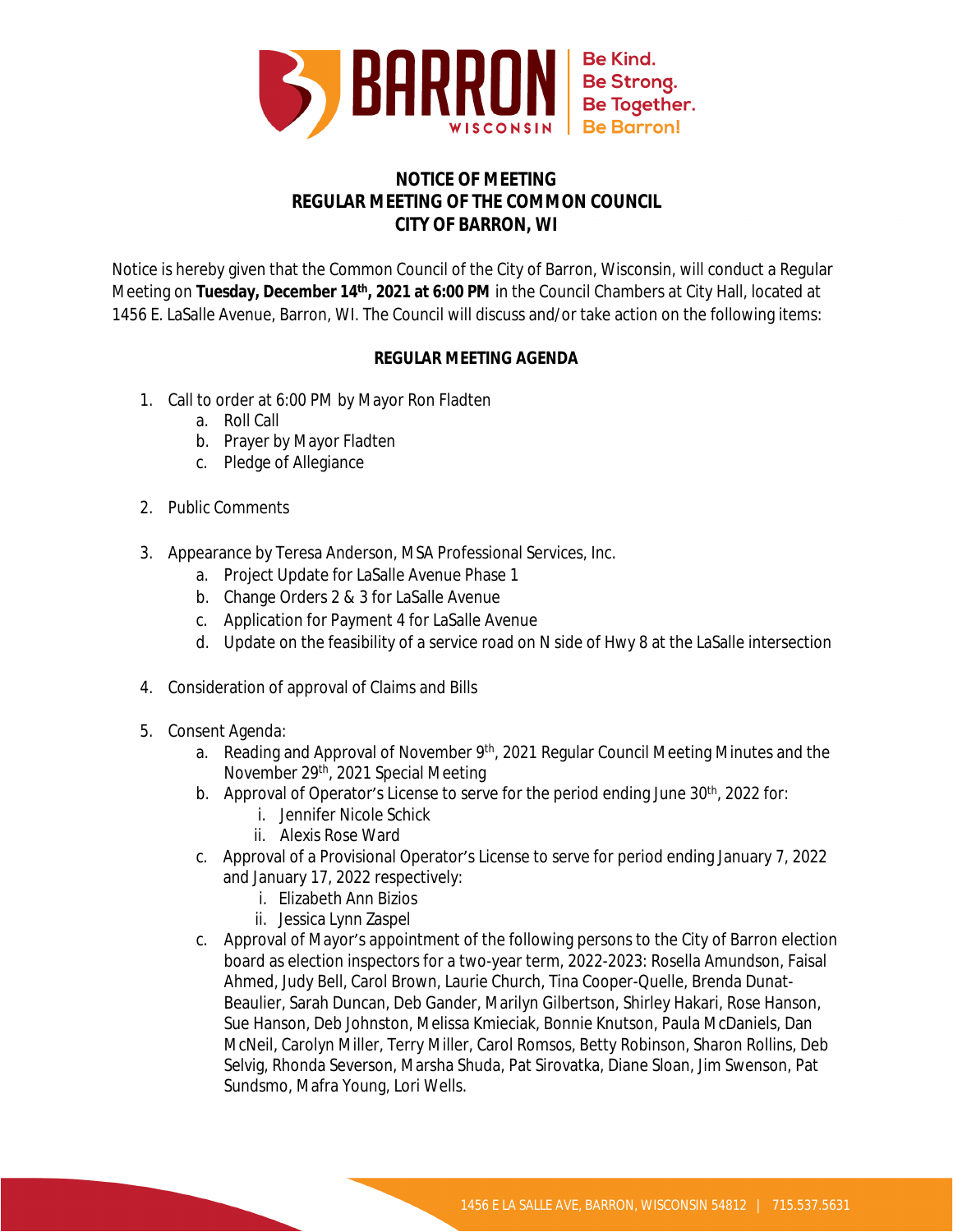# NOTICE OF MEETING
# REGULAR MEETING OF THE COMMON COUNCIL
# CITY OF BARRON, WI

Notice is hereby given that the Common Council of the City of Barron, Wisconsin, will conduct a Regular Meeting on **Tuesday, December 14th, 2021 at 6:00 PM** in the Council Chambers at City Hall, located at 1456 E. LaSalle Avenue, Barron, WI. The Council will discuss and/or take action on the following items:

## REGULAR MEETING AGENDA

1. Call to order at 6:00 PM by Mayor Ron Fladten
   a. Roll Call
   b. Prayer by Mayor Fladten
   c. Pledge of Allegiance

2. Public Comments

3. Appearance by Teresa Anderson, MSA Professional Services, Inc.
   a. Project Update for LaSalle Avenue Phase 1
   b. Change Orders 2 & 3 for LaSalle Avenue
   c. Application for Payment 4 for LaSalle Avenue
   d. Update on the feasibility of a service road on N side of Hwy 8 at the LaSalle intersection

4. Consideration of approval of Claims and Bills

5. Consent Agenda:
   a. Reading and Approval of November 9th, 2021 Regular Council Meeting Minutes and the November 29th, 2021 Special Meeting
   b. Approval of Operator's License to serve for the period ending June 30th, 2022 for:
      i. Jennifer Nicole Schick
      ii. Alexis Rose Ward
   c. Approval of a Provisional Operator's License to serve for period ending January 7, 2022 and January 17, 2022 respectively:
      i. Elizabeth Ann Bizios
      ii. Jessica Lynn Zaspel
   c. Approval of Mayor's appointment of the following persons to the City of Barron election board as election inspectors for a two-year term, 2022-2023: Rosella Amundson, Faisal Ahmed, Judy Bell, Carol Brown, Laurie Church, Tina Cooper-Quelle, Brenda Dunat-Beaulier, Sarah Duncan, Deb Gander, Marilyn Gilbertson, Shirley Hakari, Rose Hanson, Sue Hanson, Deb Johnston, Melissa Kmieciak, Bonnie Knutson, Paula McDaniels, Dan McNeil, Carolyn Miller, Terry Miller, Carol Romsos, Betty Robinson, Sharon Rollins, Deb Selvig, Rhonda Severson, Marsha Shuda, Pat Sirovatka, Diane Sloan, Jim Swenson, Pat Sundsmo, Mafra Young, Lori Wells.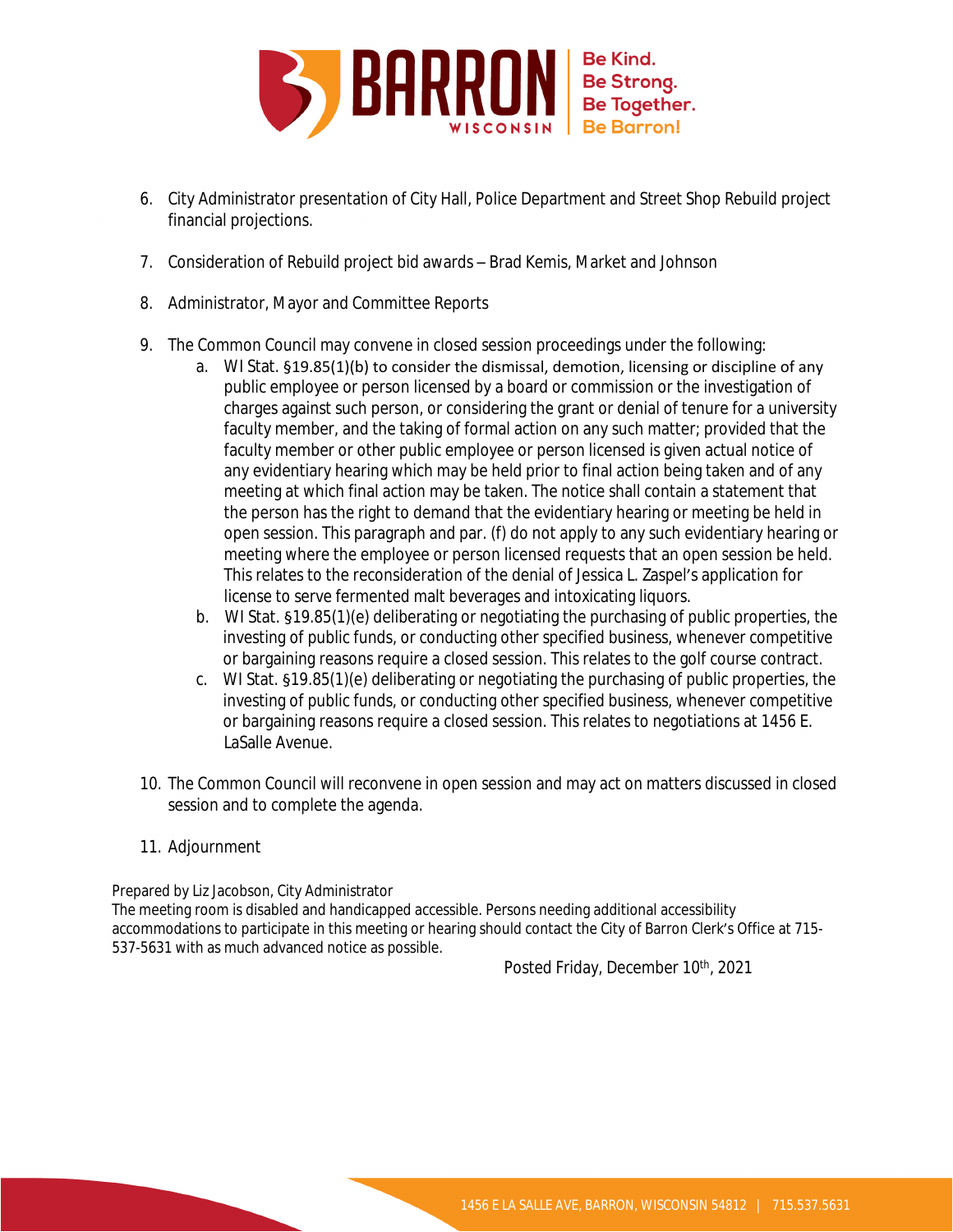6. City Administrator presentation of City Hall, Police Department and Street Shop Rebuild project financial projections.

7. Consideration of Rebuild project bid awards – Brad Kemis, Market and Johnson

8. Administrator, Mayor and Committee Reports

9. The Common Council may convene in closed session proceedings under the following:
   a. WI Stat. §19.85(1)(b) to consider the dismissal, demotion, licensing or discipline of any public employee or person licensed by a board or commission or the investigation of charges against such person, or considering the grant or denial of tenure for a university faculty member, and the taking of formal action on any such matter; provided that the faculty member or other public employee or person licensed is given actual notice of any evidentiary hearing which may be held prior to final action being taken and of any meeting at which final action may be taken. The notice shall contain a statement that the person has the right to demand that the evidentiary hearing or meeting be held in open session. This paragraph and par. (f) do not apply to any such evidentiary hearing or meeting where the employee or person licensed requests that an open session be held. This relates to the reconsideration of the denial of Jessica L. Zaspel's application for license to serve fermented malt beverages and intoxicating liquors.
   b. WI Stat. §19.85(1)(e) deliberating or negotiating the purchasing of public properties, the investing of public funds, or conducting other specified business, whenever competitive or bargaining reasons require a closed session. This relates to the golf course contract.
   c. WI Stat. §19.85(1)(e) deliberating or negotiating the purchasing of public properties, the investing of public funds, or conducting other specified business, whenever competitive or bargaining reasons require a closed session. This relates to negotiations at 1456 E. LaSalle Avenue.

10. The Common Council will reconvene in open session and may act on matters discussed in closed session and to complete the agenda.

11. Adjournment

Prepared by Liz Jacobson, City Administrator
The meeting room is disabled and handicapped accessible. Persons needing additional accessibility accommodations to participate in this meeting or hearing should contact the City of Barron Clerk's Office at 715-537-5631 with as much advanced notice as possible.

Posted Friday, December 10th, 2021